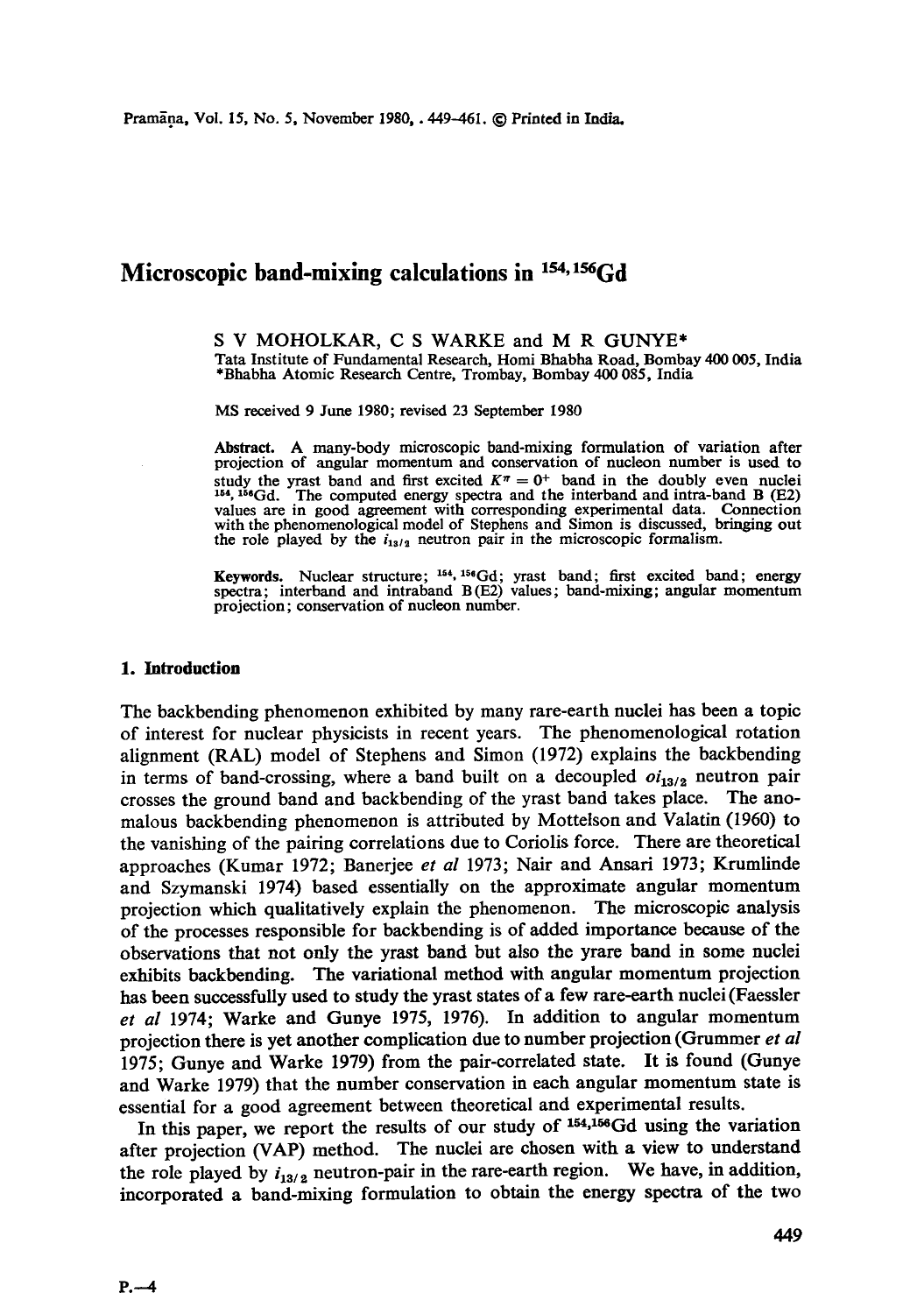# Microscopic band-mixing calculations in $^{154,156}$Gd

S V MOHOLKAR, C S WARKE and M R GUNYE*

Tata Institute of Fundamental Research, Homi Bhabha Road, Bombay 400 005, India
*Bhabha Atomic Research Centre, Trombay, Bombay 400 085, India

MS received 9 June 1980; revised 23 September 1980

**Abstract.** A many-body microscopic band-mixing formulation of variation after projection of angular momentum and conservation of nucleon number is used to study the yrast band and first excited $K^\pi = 0^+$ band in the doubly even nuclei $^{154,156}$Gd. The computed energy spectra and the interband and intra-band B (E2) values are in good agreement with corresponding experimental data. Connection with the phenomenological model of Stephens and Simon is discussed, bringing out the role played by the $i_{13/2}$ neutron pair in the microscopic formalism.

**Keywords.** Nuclear structure; $^{154,156}$Gd; yrast band; first excited band; energy spectra; interband and intraband B(E2) values; band-mixing; angular momentum projection; conservation of nucleon number.

## 1. Introduction

The backbending phenomenon exhibited by many rare-earth nuclei has been a topic of interest for nuclear physicists in recent years. The phenomenological rotation alignment (RAL) model of Stephens and Simon (1972) explains the backbending in terms of band-crossing, where a band built on a decoupled $oi_{13/2}$ neutron pair crosses the ground band and backbending of the yrast band takes place. The anomalous backbending phenomenon is attributed by Mottelson and Valatin (1960) to the vanishing of the pairing correlations due to Coriolis force. There are theoretical approaches (Kumar 1972; Banerjee *et al* 1973; Nair and Ansari 1973; Krumlinde and Szymanski 1974) based essentially on the approximate angular momentum projection which qualitatively explain the phenomenon. The microscopic analysis of the processes responsible for backbending is of added importance because of the observations that not only the yrast band but also the yrare band in some nuclei exhibits backbending. The variational method with angular momentum projection has been successfully used to study the yrast states of a few rare-earth nuclei (Faessler *et al* 1974; Warke and Gunye 1975, 1976). In addition to angular momentum projection there is yet another complication due to number projection (Grummer *et al* 1975; Gunye and Warke 1979) from the pair-correlated state. It is found (Gunye and Warke 1979) that the number conservation in each angular momentum state is essential for a good agreement between theoretical and experimental results.

In this paper, we report the results of our study of $^{154,156}$Gd using the variation after projection (VAP) method. The nuclei are chosen with a view to understand the role played by $i_{13/2}$ neutron-pair in the rare-earth region. We have, in addition, incorporated a band-mixing formulation to obtain the energy spectra of the two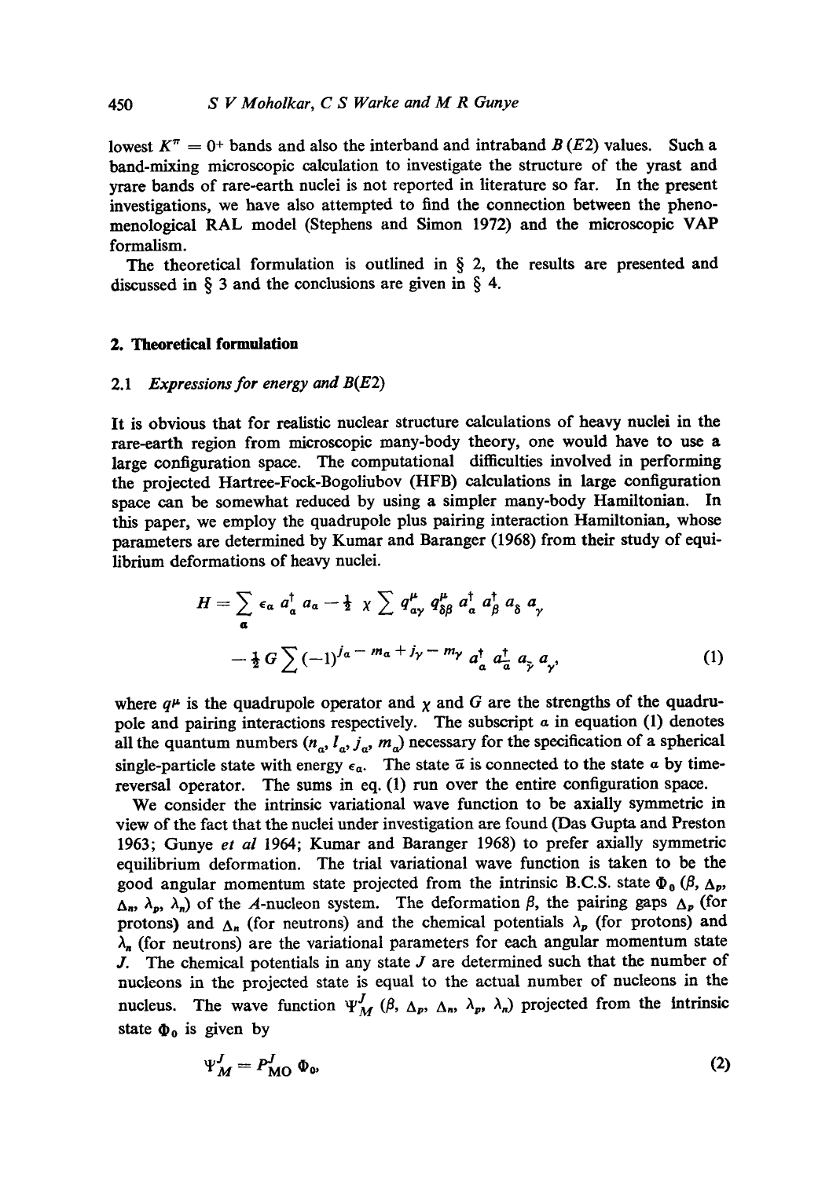lowest $K^\pi = 0^+$ bands and also the interband and intraband $B(E2)$ values. Such a band-mixing microscopic calculation to investigate the structure of the yrast and yrare bands of rare-earth nuclei is not reported in literature so far. In the present investigations, we have also attempted to find the connection between the phenomenological RAL model (Stephens and Simon 1972) and the microscopic VAP formalism.

The theoretical formulation is outlined in § 2, the results are presented and discussed in § 3 and the conclusions are given in § 4.

## 2. Theoretical formulation

### 2.1 *Expressions for energy and B(E2)*

It is obvious that for realistic nuclear structure calculations of heavy nuclei in the rare-earth region from microscopic many-body theory, one would have to use a large configuration space. The computational difficulties involved in performing the projected Hartree-Fock-Bogoliubov (HFB) calculations in large configuration space can be somewhat reduced by using a simpler many-body Hamiltonian. In this paper, we employ the quadrupole plus pairing interaction Hamiltonian, whose parameters are determined by Kumar and Baranger (1968) from their study of equilibrium deformations of heavy nuclei.

$$H = \sum_{\alpha} \epsilon_\alpha a_\alpha^\dagger a_\alpha - \tfrac{1}{2} \chi \sum q^\mu_{\alpha\gamma} q^\mu_{\delta\beta} a_\alpha^\dagger a_\beta^\dagger a_\delta a_\gamma - \tfrac{1}{4} G \sum (-1)^{j_\alpha - m_\alpha + j_\gamma - m_\gamma} a_\alpha^\dagger a_{\bar{\alpha}}^\dagger a_{\bar{\gamma}} a_\gamma, \tag{1}$$

where $q^\mu$ is the quadrupole operator and $\chi$ and $G$ are the strengths of the quadrupole and pairing interactions respectively. The subscript $\alpha$ in equation (1) denotes all the quantum numbers $(n_\alpha, l_\alpha, j_\alpha, m_\alpha)$ necessary for the specification of a spherical single-particle state with energy $\epsilon_\alpha$. The state $\bar{\alpha}$ is connected to the state $\alpha$ by time-reversal operator. The sums in eq. (1) run over the entire configuration space.

We consider the intrinsic variational wave function to be axially symmetric in view of the fact that the nuclei under investigation are found (Das Gupta and Preston 1963; Gunye *et al* 1964; Kumar and Baranger 1968) to prefer axially symmetric equilibrium deformation. The trial variational wave function is taken to be the good angular momentum state projected from the intrinsic B.C.S. state $\Phi_0$ $(\beta, \Delta_p, \Delta_n, \lambda_p, \lambda_n)$ of the $A$-nucleon system. The deformation $\beta$, the pairing gaps $\Delta_p$ (for protons) and $\Delta_n$ (for neutrons) and the chemical potentials $\lambda_p$ (for protons) and $\lambda_n$ (for neutrons) are the variational parameters for each angular momentum state $J$. The chemical potentials in any state $J$ are determined such that the number of nucleons in the projected state is equal to the actual number of nucleons in the nucleus. The wave function $\Psi^J_M$ $(\beta, \Delta_p, \Delta_n, \lambda_p, \lambda_n)$ projected from the intrinsic state $\Phi_0$ is given by

$$\Psi^J_M = P^J_{M0}\, \Phi_0, \tag{2}$$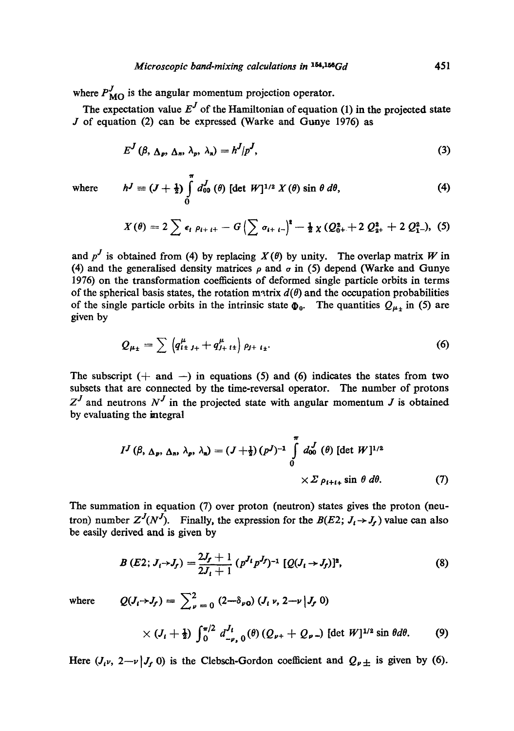where $P^J_{\mathrm{MO}}$ is the angular momentum projection operator.

The expectation value $E^J$ of the Hamiltonian of equation (1) in the projected state $J$ of equation (2) can be expressed (Warke and Gunye 1976) as

$$E^J(\beta, \Delta_p, \Delta_n, \lambda_p, \lambda_n) = h^J/p^J, \tag{3}$$

where
$$h^J \equiv (J+\tfrac{1}{2}) \int_0^\pi d^J_{00}(\theta)\, [\det W]^{1/2}\, X(\theta) \sin\theta \, d\theta, \tag{4}$$

$$X(\theta) = 2\sum \epsilon_i\, \rho_{i+\,i+} - G\left(\sum \sigma_{i+\,i-}\right)^2 - \tfrac{1}{2}\chi\left(Q^2_{0+} + 2\,Q^2_{2+} + 2\,Q^2_{1-}\right), \tag{5}$$

and $p^J$ is obtained from (4) by replacing $X(\theta)$ by unity. The overlap matrix $W$ in (4) and the generalised density matrices $\rho$ and $\sigma$ in (5) depend (Warke and Gunye 1976) on the transformation coefficients of deformed single particle orbits in terms of the spherical basis states, the rotation matrix $d(\theta)$ and the occupation probabilities of the single particle orbits in the intrinsic state $\Phi_0$. The quantities $Q_{\mu\pm}$ in (5) are given by

$$Q_{\mu\pm} = \sum \left(q^{\mu}_{i\pm\, j+} + q^{\mu}_{j+\, i\pm}\right) \rho_{j+\, i\pm}. \tag{6}$$

The subscript (+ and −) in equations (5) and (6) indicates the states from two subsets that are connected by the time-reversal operator. The number of protons $Z^J$ and neutrons $N^J$ in the projected state with angular momentum $J$ is obtained by evaluating the integral

$$I^J(\beta, \Delta_p, \Delta_n, \lambda_p, \lambda_n) = (J+\tfrac{1}{2})(p^J)^{-1} \int_0^\pi d^J_{00}(\theta)\, [\det W]^{1/2} \times \Sigma\, \rho_{i+i+} \sin\theta\, d\theta. \tag{7}$$

The summation in equation (7) over proton (neutron) states gives the proton (neutron) number $Z^J (N^J)$. Finally, the expression for the $B(E2; J_i \to J_f)$ value can also be easily derived and is given by

$$B(E2; J_i \to J_f) = \frac{2J_f+1}{2J_i+1} (p^{J_i} p^{J_f})^{-1} [Q(J_i \to J_f)]^2, \tag{8}$$

where
$$Q(J_i \to J_f) = \sum_{\nu=0}^{2} (2-\delta_{\nu 0})\, (J_i\, \nu,\, 2-\nu \,|\, J_f\, 0) \times (J_i + \tfrac{1}{2}) \int_0^{\pi/2} d^{J_i}_{-\nu,\,0}(\theta)\, (Q_{\nu+} + Q_{\nu-})\, [\det W]^{1/2} \sin\theta\, d\theta. \tag{9}$$

Here $(J_i\nu, 2-\nu \,|\, J_f\, 0)$ is the Clebsch-Gordon coefficient and $Q_{\nu\pm}$ is given by (6).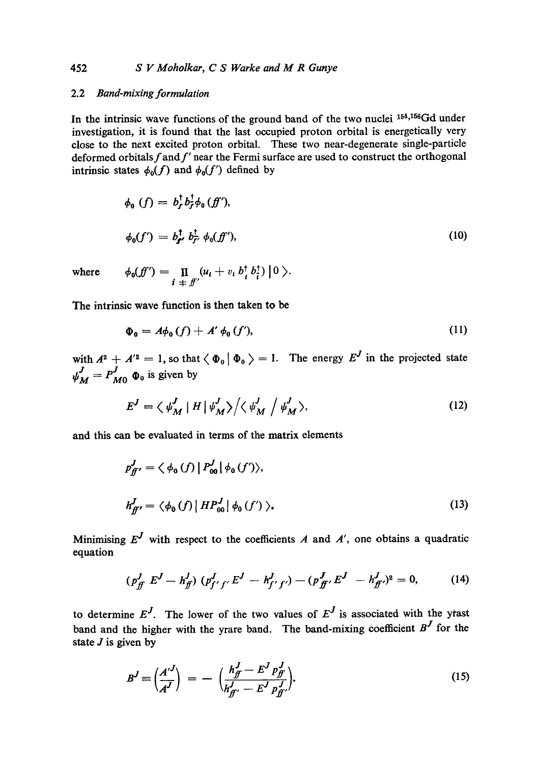### 2.2 *Band-mixing formulation*

In the intrinsic wave functions of the ground band of the two nuclei $^{154,156}$Gd under investigation, it is found that the last occupied proton orbital is energetically very close to the next excited proton orbital. These two near-degenerate single-particle deformed orbitals $f$ and $f'$ near the Fermi surface are used to construct the orthogonal intrinsic states $\phi_0(f)$ and $\phi_0(f')$ defined by

$$\phi_0(f) = b_f^\dagger b_{\bar{f}}^\dagger \phi_0(ff'),$$

$$\phi_0(f') = b_{f'}^\dagger b_{\bar{f}'}^\dagger \phi_0(ff'), \tag{10}$$

where $\quad \phi_0(ff') = \prod_{i \neq ff'} (u_i + v_i b_i^\dagger b_{\bar{i}}^\dagger) \,|\, 0 \rangle.$

The intrinsic wave function is then taken to be

$$\Phi_0 = A\phi_0(f) + A'\phi_0(f'), \tag{11}$$

with $A^2 + A'^2 = 1$, so that $\langle \Phi_0 \,|\, \Phi_0 \rangle = 1$. The energy $E^J$ in the projected state $\psi_M^J = P_{M0}^J \, \Phi_0$ is given by

$$E^J = \langle \psi_M^J \,|\, H \,|\, \psi_M^J \rangle / \langle \psi_M^J \,/\, \psi_M^J \rangle, \tag{12}$$

and this can be evaluated in terms of the matrix elements

$$p_{ff'}^J = \langle \phi_0(f) \,|\, P_{00}^J \,|\, \phi_0(f') \rangle,$$

$$h_{ff'}^J = \langle \phi_0(f) \,|\, HP_{00}^J \,|\, \phi_0(f') \rangle. \tag{13}$$

Minimising $E^J$ with respect to the coefficients $A$ and $A'$, one obtains a quadratic equation

$$(p_{ff}^J E^J - h_{ff}^J)(p_{f'f'}^J E^J - h_{f'f'}^J) - (p_{ff'}^J E^J - h_{ff'}^J)^2 = 0, \tag{14}$$

to determine $E^J$. The lower of the two values of $E^J$ is associated with the yrast band and the higher with the yrare band. The band-mixing coefficient $B^J$ for the state $J$ is given by

$$B^J \equiv \left(\frac{A'^J}{A^J}\right) = -\left(\frac{h_{ff}^J - E^J p_{ff}^J}{h_{ff'}^J - E^J p_{ff'}^J}\right). \tag{15}$$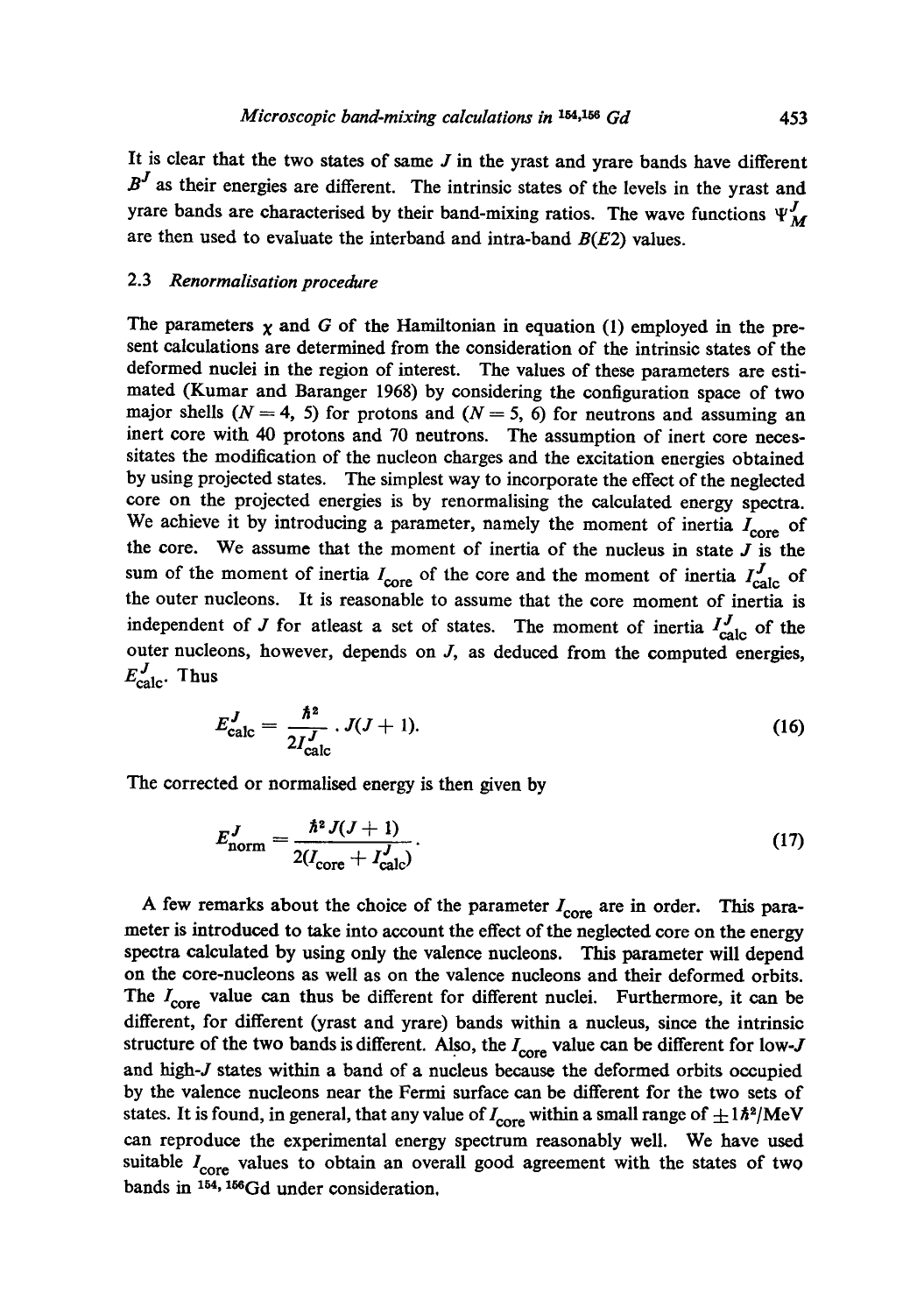It is clear that the two states of same $J$ in the yrast and yrare bands have different $B^J$ as their energies are different. The intrinsic states of the levels in the yrast and yrare bands are characterised by their band-mixing ratios. The wave functions $\Psi^J_M$ are then used to evaluate the interband and intra-band $B(E2)$ values.

### 2.3 *Renormalisation procedure*

The parameters $\chi$ and $G$ of the Hamiltonian in equation (1) employed in the present calculations are determined from the consideration of the intrinsic states of the deformed nuclei in the region of interest. The values of these parameters are estimated (Kumar and Baranger 1968) by considering the configuration space of two major shells ($N = 4, 5$) for protons and ($N = 5, 6$) for neutrons and assuming an inert core with 40 protons and 70 neutrons. The assumption of inert core necessitates the modification of the nucleon charges and the excitation energies obtained by using projected states. The simplest way to incorporate the effect of the neglected core on the projected energies is by renormalising the calculated energy spectra. We achieve it by introducing a parameter, namely the moment of inertia $I_{\text{core}}$ of the core. We assume that the moment of inertia of the nucleus in state $J$ is the sum of the moment of inertia $I_{\text{core}}$ of the core and the moment of inertia $I^J_{\text{calc}}$ of the outer nucleons. It is reasonable to assume that the core moment of inertia is independent of $J$ for atleast a set of states. The moment of inertia $I^J_{\text{calc}}$ of the outer nucleons, however, depends on $J$, as deduced from the computed energies, $E^J_{\text{calc}}$. Thus

$$E^J_{\text{calc}} = \frac{\hbar^2}{2I^J_{\text{calc}}} \cdot J(J+1). \tag{16}$$

The corrected or normalised energy is then given by

$$E^J_{\text{norm}} = \frac{\hbar^2 J(J+1)}{2(I_{\text{core}} + I^J_{\text{calc}})}. \tag{17}$$

A few remarks about the choice of the parameter $I_{\text{core}}$ are in order. This parameter is introduced to take into account the effect of the neglected core on the energy spectra calculated by using only the valence nucleons. This parameter will depend on the core-nucleons as well as on the valence nucleons and their deformed orbits. The $I_{\text{core}}$ value can thus be different for different nuclei. Furthermore, it can be different, for different (yrast and yrare) bands within a nucleus, since the intrinsic structure of the two bands is different. Also, the $I_{\text{core}}$ value can be different for low-$J$ and high-$J$ states within a band of a nucleus because the deformed orbits occupied by the valence nucleons near the Fermi surface can be different for the two sets of states. It is found, in general, that any value of $I_{\text{core}}$ within a small range of $\pm 1\hbar^2/\text{MeV}$ can reproduce the experimental energy spectrum reasonably well. We have used suitable $I_{\text{core}}$ values to obtain an overall good agreement with the states of two bands in $^{154,156}$Gd under consideration.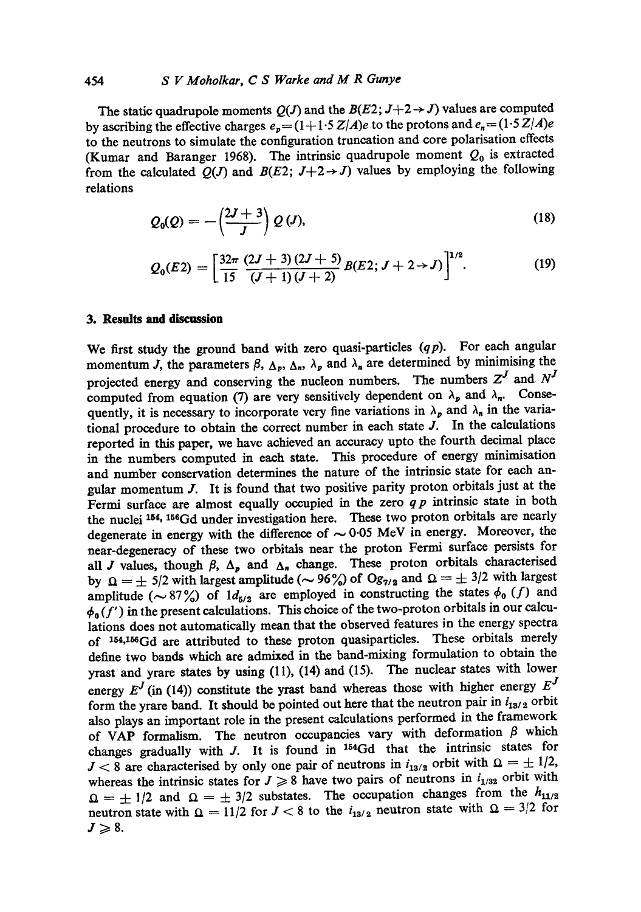The static quadrupole moments $Q(J)$ and the $B(E2; J+2 \rightarrow J)$ values are computed by ascribing the effective charges $e_p = (1 + 1{\cdot}5\, Z/A)e$ to the protons and $e_n = (1{\cdot}5\, Z/A)e$ to the neutrons to simulate the configuration truncation and core polarisation effects (Kumar and Baranger 1968). The intrinsic quadrupole moment $Q_0$ is extracted from the calculated $Q(J)$ and $B(E2; J+2 \rightarrow J)$ values by employing the following relations

$$Q_0(Q) = -\left(\frac{2J+3}{J}\right) Q(J), \tag{18}$$

$$Q_0(E2) = \left[\frac{32\pi}{15} \frac{(2J+3)(2J+5)}{(J+1)(J+2)} B(E2; J+2 \rightarrow J)\right]^{1/2}. \tag{19}$$

## 3. Results and discussion

We first study the ground band with zero quasi-particles ($qp$). For each angular momentum $J$, the parameters $\beta$, $\Delta_p$, $\Delta_n$, $\lambda_p$ and $\lambda_n$ are determined by minimising the projected energy and conserving the nucleon numbers. The numbers $Z^J$ and $N^J$ computed from equation (7) are very sensitively dependent on $\lambda_p$ and $\lambda_n$. Consequently, it is necessary to incorporate very fine variations in $\lambda_p$ and $\lambda_n$ in the variational procedure to obtain the correct number in each state $J$. In the calculations reported in this paper, we have achieved an accuracy upto the fourth decimal place in the numbers computed in each state. This procedure of energy minimisation and number conservation determines the nature of the intrinsic state for each angular momentum $J$. It is found that two positive parity proton orbitals just at the Fermi surface are almost equally occupied in the zero $qp$ intrinsic state in both the nuclei $^{154,156}$Gd under investigation here. These two proton orbitals are nearly degenerate in energy with the difference of $\sim 0{\cdot}05$ MeV in energy. Moreover, the near-degeneracy of these two orbitals near the proton Fermi surface persists for all $J$ values, though $\beta$, $\Delta_p$ and $\Delta_n$ change. These proton orbitals characterised by $\Omega = \pm\, 5/2$ with largest amplitude ($\sim 96\%$) of $0g_{7/2}$ and $\Omega = \pm\, 3/2$ with largest amplitude ($\sim 87\%$) of $1d_{5/2}$ are employed in constructing the states $\phi_0\,(f)$ and $\phi_0\,(f')$ in the present calculations. This choice of the two-proton orbitals in our calculations does not automatically mean that the observed features in the energy spectra of $^{154,156}$Gd are attributed to these proton quasiparticles. These orbitals merely define two bands which are admixed in the band-mixing formulation to obtain the yrast and yrare states by using (11), (14) and (15). The nuclear states with lower energy $E^J$ (in (14)) constitute the yrast band whereas those with higher energy $E^J$ form the yrare band. It should be pointed out here that the neutron pair in $i_{13/2}$ orbit also plays an important role in the present calculations performed in the framework of VAP formalism. The neutron occupancies vary with deformation $\beta$ which changes gradually with $J$. It is found in $^{154}$Gd that the intrinsic states for $J < 8$ are characterised by only one pair of neutrons in $i_{13/2}$ orbit with $\Omega = \pm\, 1/2$, whereas the intrinsic states for $J \geqslant 8$ have two pairs of neutrons in $i_{13/2}$ orbit with $\Omega = \pm\, 1/2$ and $\Omega = \pm\, 3/2$ substates. The occupation changes from the $h_{11/2}$ neutron state with $\Omega = 11/2$ for $J < 8$ to the $i_{13/2}$ neutron state with $\Omega = 3/2$ for $J \geqslant 8$.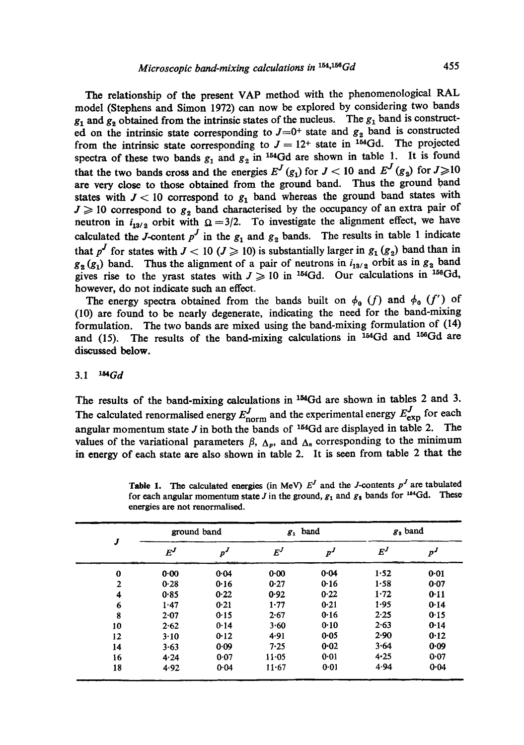The relationship of the present VAP method with the phenomenological RAL model (Stephens and Simon 1972) can now be explored by considering two bands $g_1$ and $g_2$ obtained from the intrinsic states of the nucleus. The $g_1$ band is constructed on the intrinsic state corresponding to $J=0^+$ state and $g_2$ band is constructed from the intrinsic state corresponding to $J = 12^+$ state in $^{154}$Gd. The projected spectra of these two bands $g_1$ and $g_2$ in $^{154}$Gd are shown in table 1. It is found that the two bands cross and the energies $E^J(g_1)$ for $J < 10$ and $E^J(g_2)$ for $J \geqslant 10$ are very close to those obtained from the ground band. Thus the ground band states with $J < 10$ correspond to $g_1$ band whereas the ground band states with $J \geqslant 10$ correspond to $g_2$ band characterised by the occupancy of an extra pair of neutron in $i_{13/2}$ orbit with $\Omega = 3/2$. To investigate the alignment effect, we have calculated the $J$-content $p^J$ in the $g_1$ and $g_2$ bands. The results in table 1 indicate that $p^J$ for states with $J < 10$ ($J \geqslant 10$) is substantially larger in $g_1$ ($g_2$) band than in $g_2$ ($g_1$) band. Thus the alignment of a pair of neutrons in $i_{13/2}$ orbit as in $g_2$ band gives rise to the yrast states with $J \geqslant 10$ in $^{154}$Gd. Our calculations in $^{156}$Gd, however, do not indicate such an effect.

The energy spectra obtained from the bands built on $\phi_0$ ($f$) and $\phi_0$ ($f'$) of (10) are found to be nearly degenerate, indicating the need for the band-mixing formulation. The two bands are mixed using the band-mixing formulation of (14) and (15). The results of the band-mixing calculations in $^{154}$Gd and $^{156}$Gd are discussed below.

### 3.1 $^{154}$Gd

The results of the band-mixing calculations in $^{154}$Gd are shown in tables 2 and 3. The calculated renormalised energy $E^J_{\text{norm}}$ and the experimental energy $E^J_{\text{exp}}$ for each angular momentum state $J$ in both the bands of $^{154}$Gd are displayed in table 2. The values of the variational parameters $\beta$, $\Delta_p$, and $\Delta_n$ corresponding to the minimum in energy of each state are also shown in table 2. It is seen from table 2 that the

**Table 1.** The calculated energies (in MeV) $E^J$ and the $J$-contents $p^J$ are tabulated for each angular momentum state $J$ in the ground, $g_1$ and $g_2$ bands for $^{154}$Gd. These energies are not renormalised.

| $J$ | ground band | | $g_1$ band | | $g_2$ band | |
|---|---|---|---|---|---|---|
| | $E^J$ | $p^J$ | $E^J$ | $p^J$ | $E^J$ | $p^J$ |
| 0 | 0·00 | 0·04 | 0·00 | 0·04 | 1·52 | 0·01 |
| 2 | 0·28 | 0·16 | 0·27 | 0·16 | 1·58 | 0·07 |
| 4 | 0·85 | 0·22 | 0·92 | 0·22 | 1·72 | 0·11 |
| 6 | 1·47 | 0·21 | 1·77 | 0·21 | 1·95 | 0·14 |
| 8 | 2·07 | 0·15 | 2·67 | 0·16 | 2·25 | 0·15 |
| 10 | 2·62 | 0·14 | 3·60 | 0·10 | 2·63 | 0·14 |
| 12 | 3·10 | 0·12 | 4·91 | 0·05 | 2·90 | 0·12 |
| 14 | 3·63 | 0·09 | 7·25 | 0·02 | 3·64 | 0·09 |
| 16 | 4·24 | 0·07 | 11·05 | 0·01 | 4·25 | 0·07 |
| 18 | 4·92 | 0·04 | 11·67 | 0·01 | 4·94 | 0·04 |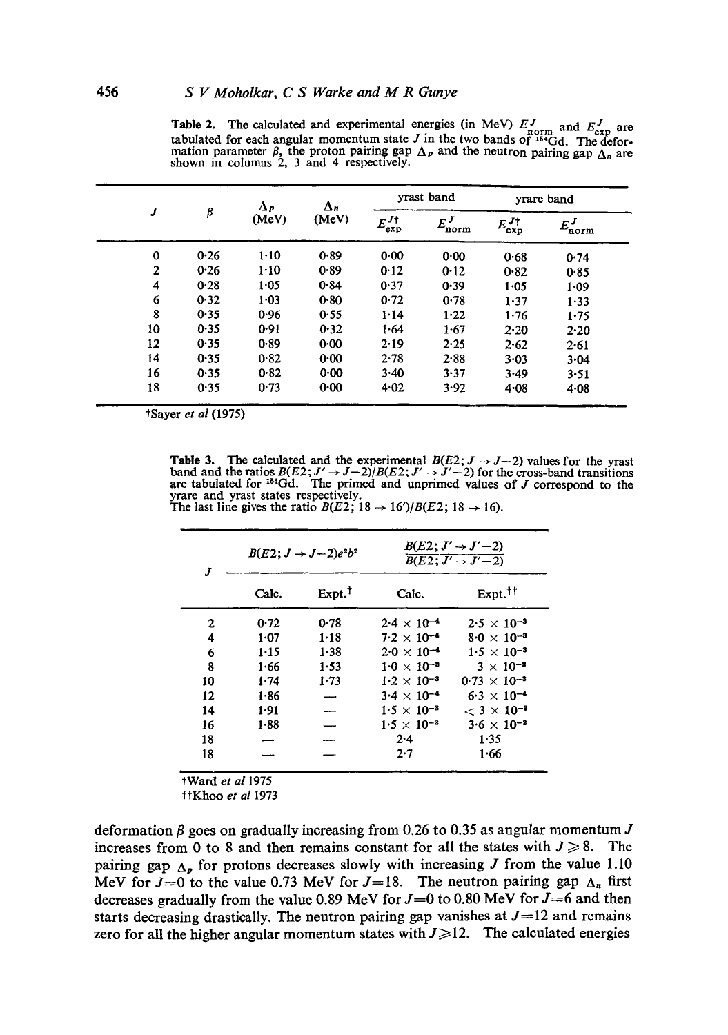**Table 2.** The calculated and experimental energies (in MeV) $E^J_{\rm norm}$ and $E^J_{\rm exp}$ are tabulated for each angular momentum state $J$ in the two bands of $^{154}$Gd. The deformation parameter $\beta$, the proton pairing gap $\Delta_p$ and the neutron pairing gap $\Delta_n$ are shown in columns 2, 3 and 4 respectively.

| $J$ | $\beta$ | $\Delta_p$ (MeV) | $\Delta_n$ (MeV) | yrast band | | yrare band | |
|---|---|---|---|---|---|---|---|
| | | | | $E^{J\dagger}_{\rm exp}$ | $E^J_{\rm norm}$ | $E^{J\dagger}_{\rm exp}$ | $E^J_{\rm norm}$ |
| 0 | 0·26 | 1·10 | 0·89 | 0·00 | 0·00 | 0·68 | 0·74 |
| 2 | 0·26 | 1·10 | 0·89 | 0·12 | 0·12 | 0·82 | 0·85 |
| 4 | 0·28 | 1·05 | 0·84 | 0·37 | 0·39 | 1·05 | 1·09 |
| 6 | 0·32 | 1·03 | 0·80 | 0·72 | 0·78 | 1·37 | 1·33 |
| 8 | 0·35 | 0·96 | 0·55 | 1·14 | 1·22 | 1·76 | 1·75 |
| 10 | 0·35 | 0·91 | 0·32 | 1·64 | 1·67 | 2·20 | 2·20 |
| 12 | 0·35 | 0·89 | 0·00 | 2·19 | 2·25 | 2·62 | 2·61 |
| 14 | 0·35 | 0·82 | 0·00 | 2·78 | 2·88 | 3·03 | 3·04 |
| 16 | 0·35 | 0·82 | 0·00 | 3·40 | 3·37 | 3·49 | 3·51 |
| 18 | 0·35 | 0·73 | 0·00 | 4·02 | 3·92 | 4·08 | 4·08 |

†Sayer *et al* (1975)

**Table 3.** The calculated and the experimental $B(E2; J \rightarrow J-2)$ values for the yrast band and the ratios $B(E2; J' \rightarrow J-2)/B(E2; J' \rightarrow J'-2)$ for the cross-band transitions are tabulated for $^{154}$Gd. The primed and unprimed values of $J$ correspond to the yrare and yrast states respectively.
The last line gives the ratio $B(E2; 18 \rightarrow 16')/B(E2; 18 \rightarrow 16)$.

| $J$ | $B(E2; J \rightarrow J-2)e^2b^2$ | | $\frac{B(E2; J' \rightarrow J'-2)}{B(E2; J' \rightarrow J'-2)}$ | |
|---|---|---|---|---|
| | Calc. | Expt.† | Calc. | Expt.†† |
| 2 | 0·72 | 0·78 | $2{\cdot}4 \times 10^{-4}$ | $2{\cdot}5 \times 10^{-3}$ |
| 4 | 1·07 | 1·18 | $7{\cdot}2 \times 10^{-4}$ | $8{\cdot}0 \times 10^{-3}$ |
| 6 | 1·15 | 1·38 | $2{\cdot}0 \times 10^{-4}$ | $1{\cdot}5 \times 10^{-3}$ |
| 8 | 1·66 | 1·53 | $1{\cdot}0 \times 10^{-3}$ | $3 \times 10^{-3}$ |
| 10 | 1·74 | 1·73 | $1{\cdot}2 \times 10^{-3}$ | $0{\cdot}73 \times 10^{-3}$ |
| 12 | 1·86 | — | $3{\cdot}4 \times 10^{-4}$ | $6{\cdot}3 \times 10^{-4}$ |
| 14 | 1·91 | — | $1{\cdot}5 \times 10^{-3}$ | $< 3 \times 10^{-3}$ |
| 16 | 1·88 | — | $1{\cdot}5 \times 10^{-2}$ | $3{\cdot}6 \times 10^{-2}$ |
| 18 | — | — | 2·4 | 1·35 |
| 18 | — | — | 2·7 | 1·66 |

†Ward *et al* 1975
††Khoo *et al* 1973

deformation $\beta$ goes on gradually increasing from 0.26 to 0.35 as angular momentum $J$ increases from 0 to 8 and then remains constant for all the states with $J \geqslant 8$. The pairing gap $\Delta_p$ for protons decreases slowly with increasing $J$ from the value 1.10 MeV for $J=0$ to the value 0.73 MeV for $J=18$. The neutron pairing gap $\Delta_n$ first decreases gradually from the value 0.89 MeV for $J=0$ to 0.80 MeV for $J=6$ and then starts decreasing drastically. The neutron pairing gap vanishes at $J=12$ and remains zero for all the higher angular momentum states with $J \geqslant 12$. The calculated energies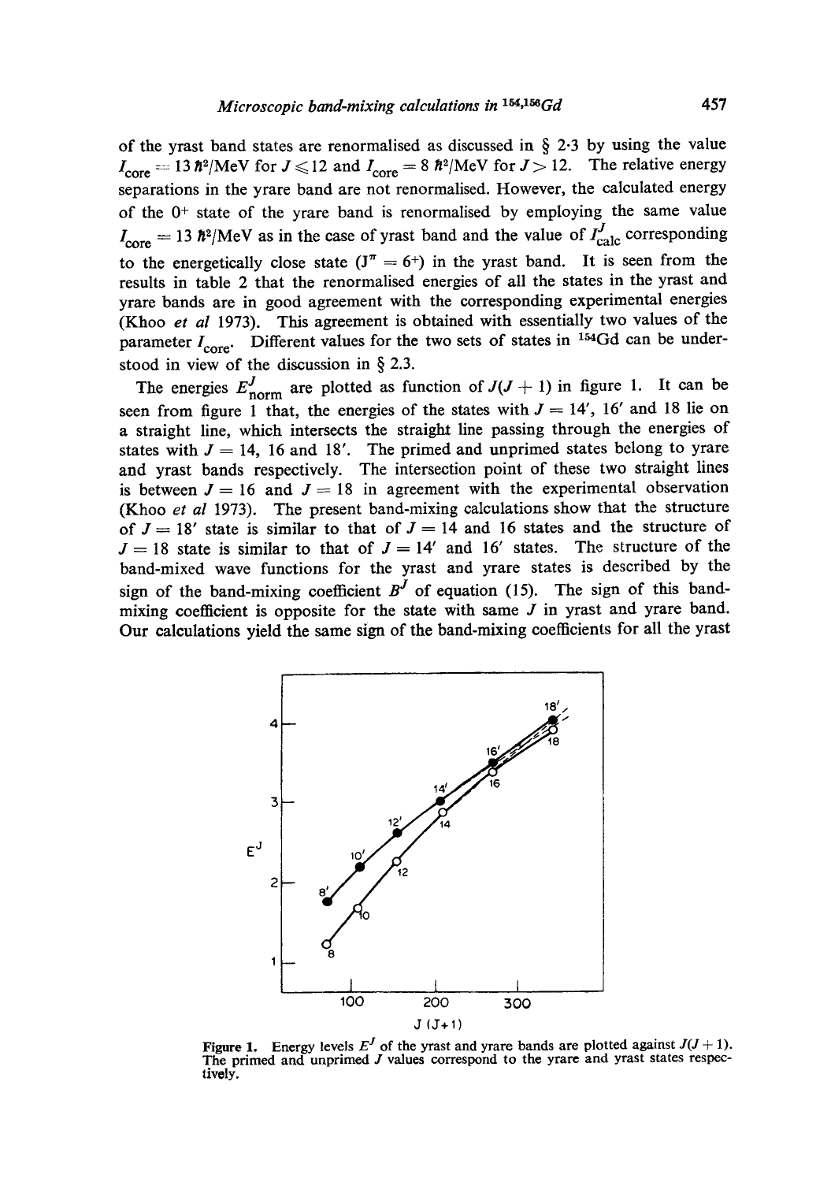of the yrast band states are renormalised as discussed in § 2·3 by using the value $I_{core} = 13\ \hbar^2/\text{MeV}$ for $J \leqslant 12$ and $I_{core} = 8\ \hbar^2/\text{MeV}$ for $J > 12$. The relative energy separations in the yrare band are not renormalised. However, the calculated energy of the $0^+$ state of the yrare band is renormalised by employing the same value $I_{core} = 13\ \hbar^2/\text{MeV}$ as in the case of yrast band and the value of $I^J_{calc}$ corresponding to the energetically close state ($J^\pi = 6^+$) in the yrast band. It is seen from the results in table 2 that the renormalised energies of all the states in the yrast and yrare bands are in good agreement with the corresponding experimental energies (Khoo *et al* 1973). This agreement is obtained with essentially two values of the parameter $I_{core}$. Different values for the two sets of states in $^{154}$Gd can be understood in view of the discussion in § 2.3.

The energies $E^J_{norm}$ are plotted as function of $J(J+1)$ in figure 1. It can be seen from figure 1 that, the energies of the states with $J = 14'$, $16'$ and $18$ lie on a straight line, which intersects the straight line passing through the energies of states with $J = 14$, $16$ and $18'$. The primed and unprimed states belong to yrare and yrast bands respectively. The intersection point of these two straight lines is between $J = 16$ and $J = 18$ in agreement with the experimental observation (Khoo *et al* 1973). The present band-mixing calculations show that the structure of $J = 18'$ state is similar to that of $J = 14$ and $16$ states and the structure of $J = 18$ state is similar to that of $J = 14'$ and $16'$ states. The structure of the band-mixed wave functions for the yrast and yrare states is described by the sign of the band-mixing coefficient $B^J$ of equation (15). The sign of this band-mixing coefficient is opposite for the state with same $J$ in yrast and yrare band. Our calculations yield the same sign of the band-mixing coefficients for all the yrast

**Figure 1.** Energy levels $E^J$ of the yrast and yrare bands are plotted against $J(J+1)$. The primed and unprimed $J$ values correspond to the yrare and yrast states respectively.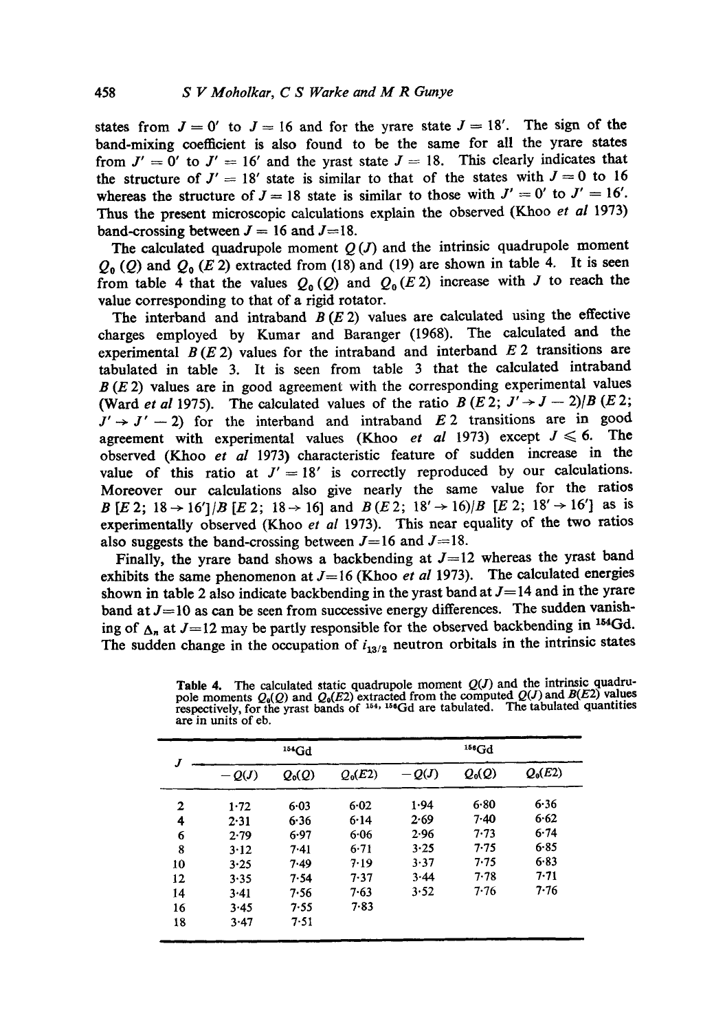states from $J = 0'$ to $J = 16$ and for the yrare state $J = 18'$. The sign of the band-mixing coefficient is also found to be the same for all the yrare states from $J' = 0'$ to $J' = 16'$ and the yrast state $J = 18$. This clearly indicates that the structure of $J' = 18'$ state is similar to that of the states with $J = 0$ to 16 whereas the structure of $J = 18$ state is similar to those with $J' = 0'$ to $J' = 16'$. Thus the present microscopic calculations explain the observed (Khoo *et al* 1973) band-crossing between $J = 16$ and $J = 18$.

The calculated quadrupole moment $Q(J)$ and the intrinsic quadrupole moment $Q_0(Q)$ and $Q_0(E2)$ extracted from (18) and (19) are shown in table 4. It is seen from table 4 that the values $Q_0(Q)$ and $Q_0(E2)$ increase with $J$ to reach the value corresponding to that of a rigid rotator.

The interband and intraband $B(E2)$ values are calculated using the effective charges employed by Kumar and Baranger (1968). The calculated and the experimental $B(E2)$ values for the intraband and interband $E2$ transitions are tabulated in table 3. It is seen from table 3 that the calculated intraband $B(E2)$ values are in good agreement with the corresponding experimental values (Ward *et al* 1975). The calculated values of the ratio $B(E2;\ J' \rightarrow J - 2)/B(E2;\ J' \rightarrow J' - 2)$ for the interband and intraband $E2$ transitions are in good agreement with experimental values (Khoo *et al* 1973) except $J \leqslant 6$. The observed (Khoo *et al* 1973) characteristic feature of sudden increase in the value of this ratio at $J' = 18'$ is correctly reproduced by our calculations. Moreover our calculations also give nearly the same value for the ratios $B[E2;\ 18 \rightarrow 16']/B[E2;\ 18 \rightarrow 16]$ and $B(E2;\ 18' \rightarrow 16)/B[E2;\ 18' \rightarrow 16']$ as is experimentally observed (Khoo *et al* 1973). This near equality of the two ratios also suggests the band-crossing between $J = 16$ and $J = 18$.

Finally, the yrare band shows a backbending at $J = 12$ whereas the yrast band exhibits the same phenomenon at $J = 16$ (Khoo *et al* 1973). The calculated energies shown in table 2 also indicate backbending in the yrast band at $J = 14$ and in the yrare band at $J = 10$ as can be seen from successive energy differences. The sudden vanishing of $\Delta_n$ at $J = 12$ may be partly responsible for the observed backbending in $^{154}$Gd. The sudden change in the occupation of $i_{13/2}$ neutron orbitals in the intrinsic states

**Table 4.** The calculated static quadrupole moment $Q(J)$ and the intrinsic quadrupole moments $Q_0(Q)$ and $Q_0(E2)$ extracted from the computed $Q(J)$ and $B(E2)$ values respectively, for the yrast bands of $^{154,156}$Gd are tabulated. The tabulated quantities are in units of eb.

| $J$ | $^{154}$Gd | | | $^{156}$Gd | | |
|---|---|---|---|---|---|---|
| | $-Q(J)$ | $Q_0(Q)$ | $Q_0(E2)$ | $-Q(J)$ | $Q_0(Q)$ | $Q_0(E2)$ |
| 2 | 1·72 | 6·03 | 6·02 | 1·94 | 6·80 | 6·36 |
| 4 | 2·31 | 6·36 | 6·14 | 2·69 | 7·40 | 6·62 |
| 6 | 2·79 | 6·97 | 6·06 | 2·96 | 7·73 | 6·74 |
| 8 | 3·12 | 7·41 | 6·71 | 3·25 | 7·75 | 6·85 |
| 10 | 3·25 | 7·49 | 7·19 | 3·37 | 7·75 | 6·83 |
| 12 | 3·35 | 7·54 | 7·37 | 3·44 | 7·78 | 7·71 |
| 14 | 3·41 | 7·56 | 7·63 | 3·52 | 7·76 | 7·76 |
| 16 | 3·45 | 7·55 | 7·83 | | | |
| 18 | 3·47 | 7·51 | | | | |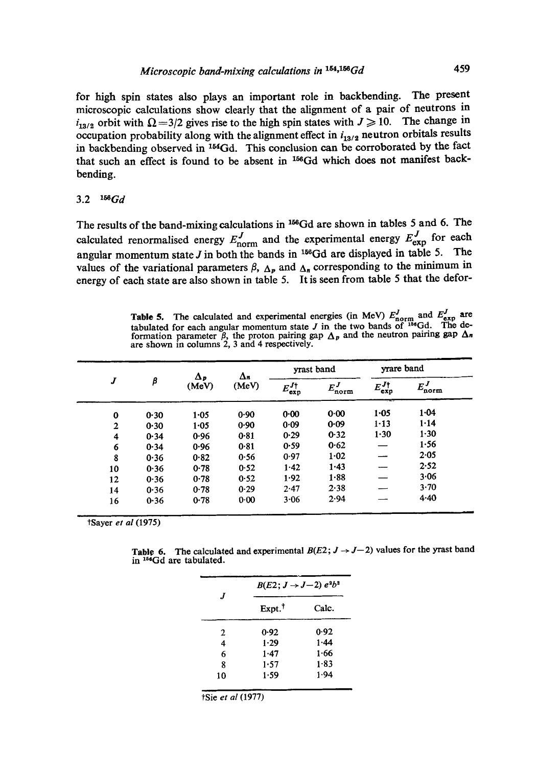for high spin states also plays an important role in backbending. The present microscopic calculations show clearly that the alignment of a pair of neutrons in $i_{13/2}$ orbit with $\Omega = 3/2$ gives rise to the high spin states with $J \geqslant 10$. The change in occupation probability along with the alignment effect in $i_{13/2}$ neutron orbitals results in backbending observed in $^{154}$Gd. This conclusion can be corroborated by the fact that such an effect is found to be absent in $^{156}$Gd which does not manifest backbending.

### 3.2 $^{156}Gd$

The results of the band-mixing calculations in $^{156}$Gd are shown in tables 5 and 6. The calculated renormalised energy $E^J_{\text{norm}}$ and the experimental energy $E^J_{\text{exp}}$ for each angular momentum state $J$ in both the bands in $^{156}$Gd are displayed in table 5. The values of the variational parameters $\beta$, $\Delta_p$ and $\Delta_n$ corresponding to the minimum in energy of each state are also shown in table 5. It is seen from table 5 that the defor-

**Table 5.** The calculated and experimental energies (in MeV) $E^J_{\text{norm}}$ and $E^J_{\text{exp}}$ are tabulated for each angular momentum state $J$ in the two bands of $^{156}$Gd. The deformation parameter $\beta$, the proton pairing gap $\Delta_p$ and the neutron pairing gap $\Delta_n$ are shown in columns 2, 3 and 4 respectively.

| $J$ | $\beta$ | $\Delta_p$ (MeV) | $\Delta_n$ (MeV) | yrast band | | yrare band | |
|---|---|---|---|---|---|---|---|
| | | | | $E^{J\dagger}_{\text{exp}}$ | $E^J_{\text{norm}}$ | $E^{J\dagger}_{\text{exp}}$ | $E^J_{\text{norm}}$ |
| 0 | 0·30 | 1·05 | 0·90 | 0·00 | 0·00 | 1·05 | 1·04 |
| 2 | 0·30 | 1·05 | 0·90 | 0·09 | 0·09 | 1·13 | 1·14 |
| 4 | 0·34 | 0·96 | 0·81 | 0·29 | 0·32 | 1·30 | 1·30 |
| 6 | 0·34 | 0·96 | 0·81 | 0·59 | 0·62 | — | 1·56 |
| 8 | 0·36 | 0·82 | 0·56 | 0·97 | 1·02 | — | 2·05 |
| 10 | 0·36 | 0·78 | 0·52 | 1·42 | 1·43 | — | 2·52 |
| 12 | 0·36 | 0·78 | 0·52 | 1·92 | 1·88 | — | 3·06 |
| 14 | 0·36 | 0·78 | 0·29 | 2·47 | 2·38 | — | 3·70 |
| 16 | 0·36 | 0·78 | 0·00 | 3·06 | 2·94 | — | 4·40 |

†Sayer *et al* (1975)

**Table 6.** The calculated and experimental $B(E2; J \rightarrow J-2)$ values for the yrast band in $^{156}$Gd are tabulated.

| $J$ | $B(E2; J \rightarrow J-2)$ $e^2b^2$ | |
|---|---|---|
| | Expt.† | Calc. |
| 2 | 0·92 | 0·92 |
| 4 | 1·29 | 1·44 |
| 6 | 1·47 | 1·66 |
| 8 | 1·57 | 1·83 |
| 10 | 1·59 | 1·94 |

†Sie *et al* (1977)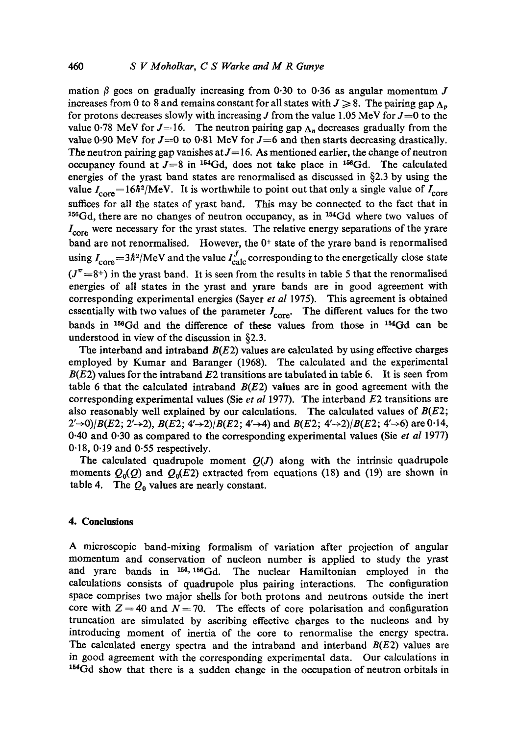mation $\beta$ goes on gradually increasing from 0·30 to 0·36 as angular momentum $J$ increases from 0 to 8 and remains constant for all states with $J \geqslant 8$. The pairing gap $\Delta_p$ for protons decreases slowly with increasing $J$ from the value 1.05 MeV for $J=0$ to the value 0·78 MeV for $J=16$. The neutron pairing gap $\Delta_n$ decreases gradually from the value 0·90 MeV for $J=0$ to 0·81 MeV for $J=6$ and then starts decreasing drastically. The neutron pairing gap vanishes at $J=16$. As mentioned earlier, the change of neutron occupancy found at $J=8$ in $^{154}$Gd, does not take place in $^{156}$Gd. The calculated energies of the yrast band states are renormalised as discussed in §2.3 by using the value $I_{\text{core}}=16\hbar^2/\text{MeV}$. It is worthwhile to point out that only a single value of $I_{\text{core}}$ suffices for all the states of yrast band. This may be connected to the fact that in $^{156}$Gd, there are no changes of neutron occupancy, as in $^{154}$Gd where two values of $I_{\text{core}}$ were necessary for the yrast states. The relative energy separations of the yrare band are not renormalised. However, the $0^+$ state of the yrare band is renormalised using $I_{\text{core}}=3\hbar^2/\text{MeV}$ and the value $I^J_{\text{calc}}$ corresponding to the energetically close state ($J^\pi=8^+$) in the yrast band. It is seen from the results in table 5 that the renormalised energies of all states in the yrast and yrare bands are in good agreement with corresponding experimental energies (Sayer *et al* 1975). This agreement is obtained essentially with two values of the parameter $I_{\text{core}}$. The different values for the two bands in $^{156}$Gd and the difference of these values from those in $^{154}$Gd can be understood in view of the discussion in §2.3.

The interband and intraband $B(E2)$ values are calculated by using effective charges employed by Kumar and Baranger (1968). The calculated and the experimental $B(E2)$ values for the intraband $E2$ transitions are tabulated in table 6. It is seen from table 6 that the calculated intraband $B(E2)$ values are in good agreement with the corresponding experimental values (Sie *et al* 1977). The interband $E2$ transitions are also reasonably well explained by our calculations. The calculated values of $B(E2;\, 2'\rightarrow 0)/B(E2;\, 2'\rightarrow 2)$, $B(E2;\, 4'\rightarrow 2)/B(E2;\, 4'\rightarrow 4)$ and $B(E2;\, 4'\rightarrow 2)/B(E2;\, 4'\rightarrow 6)$ are 0·14, 0·40 and 0·30 as compared to the corresponding experimental values (Sie *et al* 1977) 0·18, 0·19 and 0·55 respectively.

The calculated quadrupole moment $Q(J)$ along with the intrinsic quadrupole moments $Q_0(Q)$ and $Q_0(E2)$ extracted from equations (18) and (19) are shown in table 4. The $Q_0$ values are nearly constant.

## 4. Conclusions

A microscopic band-mixing formalism of variation after projection of angular momentum and conservation of nucleon number is applied to study the yrast and yrare bands in $^{154,156}$Gd. The nuclear Hamiltonian employed in the calculations consists of quadrupole plus pairing interactions. The configuration space comprises two major shells for both protons and neutrons outside the inert core with $Z=40$ and $N=70$. The effects of core polarisation and configuration truncation are simulated by ascribing effective charges to the nucleons and by introducing moment of inertia of the core to renormalise the energy spectra. The calculated energy spectra and the intraband and interband $B(E2)$ values are in good agreement with the corresponding experimental data. Our calculations in $^{154}$Gd show that there is a sudden change in the occupation of neutron orbitals in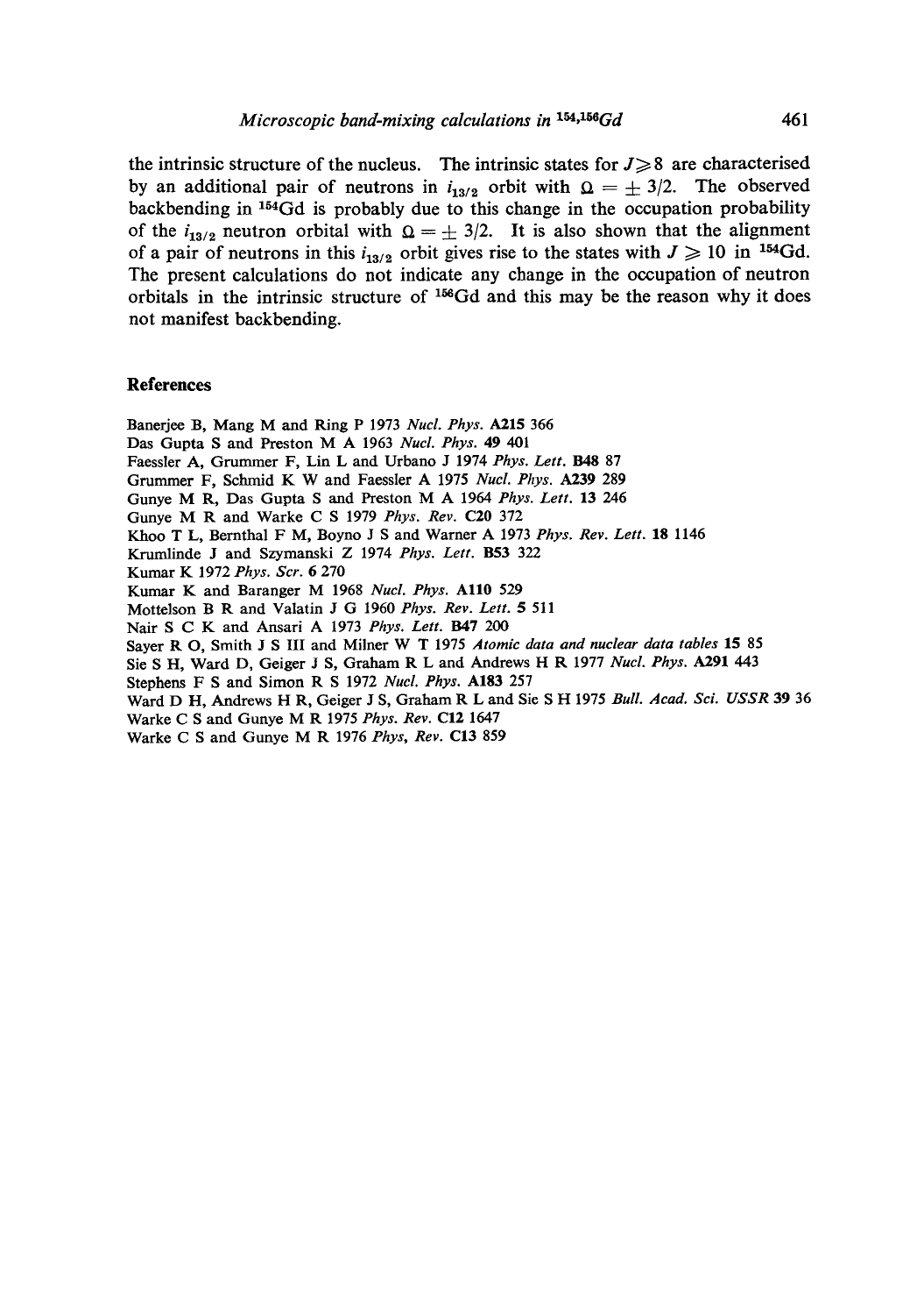the intrinsic structure of the nucleus. The intrinsic states for $J \geqslant 8$ are characterised by an additional pair of neutrons in $i_{13/2}$ orbit with $\Omega = \pm 3/2$. The observed backbending in $^{154}$Gd is probably due to this change in the occupation probability of the $i_{13/2}$ neutron orbital with $\Omega = \pm 3/2$. It is also shown that the alignment of a pair of neutrons in this $i_{13/2}$ orbit gives rise to the states with $J \geqslant 10$ in $^{154}$Gd. The present calculations do not indicate any change in the occupation of neutron orbitals in the intrinsic structure of $^{156}$Gd and this may be the reason why it does not manifest backbending.

## References

Banerjee B, Mang M and Ring P 1973 *Nucl. Phys.* **A215** 366
Das Gupta S and Preston M A 1963 *Nucl. Phys.* **49** 401
Faessler A, Grummer F, Lin L and Urbano J 1974 *Phys. Lett.* **B48** 87
Grummer F, Schmid K W and Faessler A 1975 *Nucl. Phys.* **A239** 289
Gunye M R, Das Gupta S and Preston M A 1964 *Phys. Lett.* **13** 246
Gunye M R and Warke C S 1979 *Phys. Rev.* **C20** 372
Khoo T L, Bernthal F M, Boyno J S and Warner A 1973 *Phys. Rev. Lett.* **18** 1146
Krumlinde J and Szymanski Z 1974 *Phys. Lett.* **B53** 322
Kumar K 1972 *Phys. Scr.* **6** 270
Kumar K and Baranger M 1968 *Nucl. Phys.* **A110** 529
Mottelson B R and Valatin J G 1960 *Phys. Rev. Lett.* **5** 511
Nair S C K and Ansari A 1973 *Phys. Lett.* **B47** 200
Sayer R O, Smith J S III and Milner W T 1975 *Atomic data and nuclear data tables* **15** 85
Sie S H, Ward D, Geiger J S, Graham R L and Andrews H R 1977 *Nucl. Phys.* **A291** 443
Stephens F S and Simon R S 1972 *Nucl. Phys.* **A183** 257
Ward D H, Andrews H R, Geiger J S, Graham R L and Sie S H 1975 *Bull. Acad. Sci. USSR* **39** 36
Warke C S and Gunye M R 1975 *Phys. Rev.* **C12** 1647
Warke C S and Gunye M R 1976 *Phys, Rev.* **C13** 859